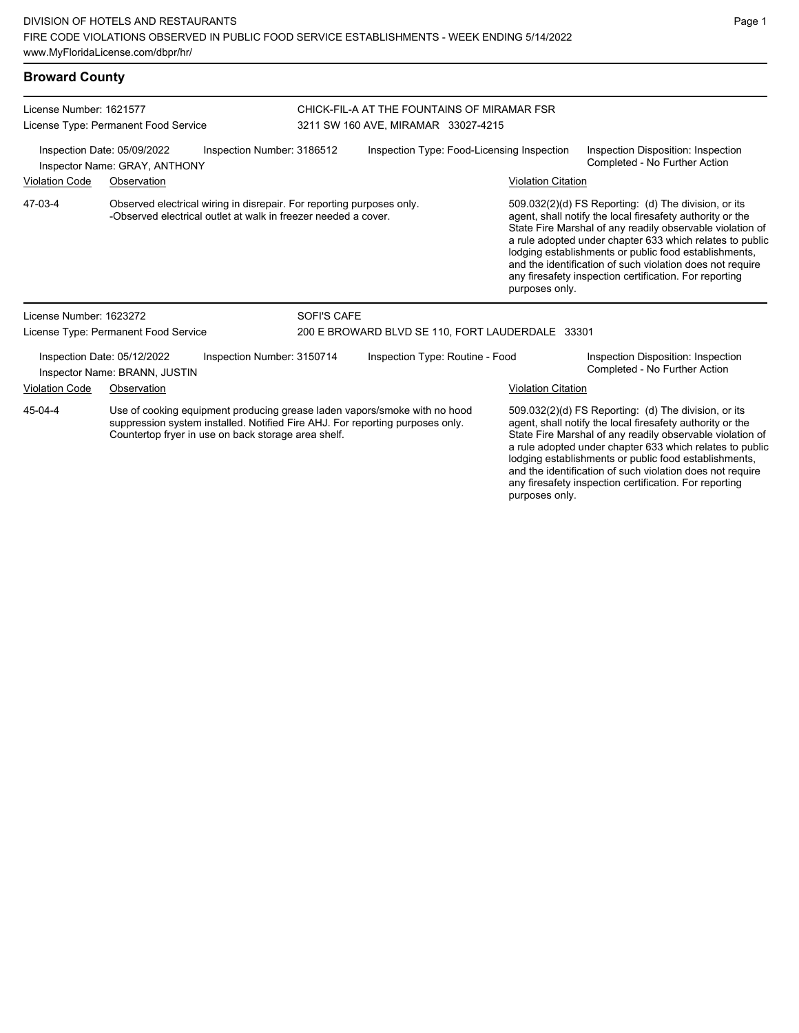DIVISION OF HOTELS AND RESTAURANTS
FIRE CODE VIOLATIONS OBSERVED IN PUBLIC FOOD SERVICE ESTABLISHMENTS - WEEK ENDING 5/14/2022
www.MyFloridaLicense.com/dbpr/hr/

## Broward County

License Number: 1621577
License Type: Permanent Food Service

CHICK-FIL-A AT THE FOUNTAINS OF MIRAMAR FSR
3211 SW 160 AVE, MIRAMAR 33027-4215

Inspection Date: 05/09/2022
Inspector Name: GRAY, ANTHONY
Inspection Number: 3186512
Inspection Type: Food-Licensing Inspection
Inspection Disposition: Inspection Completed - No Further Action

| Violation Code | Observation | Violation Citation |
|---|---|---|
| 47-03-4 | Observed electrical wiring in disrepair. For reporting purposes only. -Observed electrical outlet at walk in freezer needed a cover. | 509.032(2)(d) FS Reporting: (d) The division, or its agent, shall notify the local firesafety authority or the State Fire Marshal of any readily observable violation of a rule adopted under chapter 633 which relates to public lodging establishments or public food establishments, and the identification of such violation does not require any firesafety inspection certification. For reporting purposes only. |

License Number: 1623272
License Type: Permanent Food Service

SOFI'S CAFE
200 E BROWARD BLVD SE 110, FORT LAUDERDALE 33301

Inspection Date: 05/12/2022
Inspector Name: BRANN, JUSTIN
Inspection Number: 3150714
Inspection Type: Routine - Food
Inspection Disposition: Inspection Completed - No Further Action

| Violation Code | Observation | Violation Citation |
|---|---|---|
| 45-04-4 | Use of cooking equipment producing grease laden vapors/smoke with no hood suppression system installed. Notified Fire AHJ. For reporting purposes only. Countertop fryer in use on back storage area shelf. | 509.032(2)(d) FS Reporting: (d) The division, or its agent, shall notify the local firesafety authority or the State Fire Marshal of any readily observable violation of a rule adopted under chapter 633 which relates to public lodging establishments or public food establishments, and the identification of such violation does not require any firesafety inspection certification. For reporting purposes only. |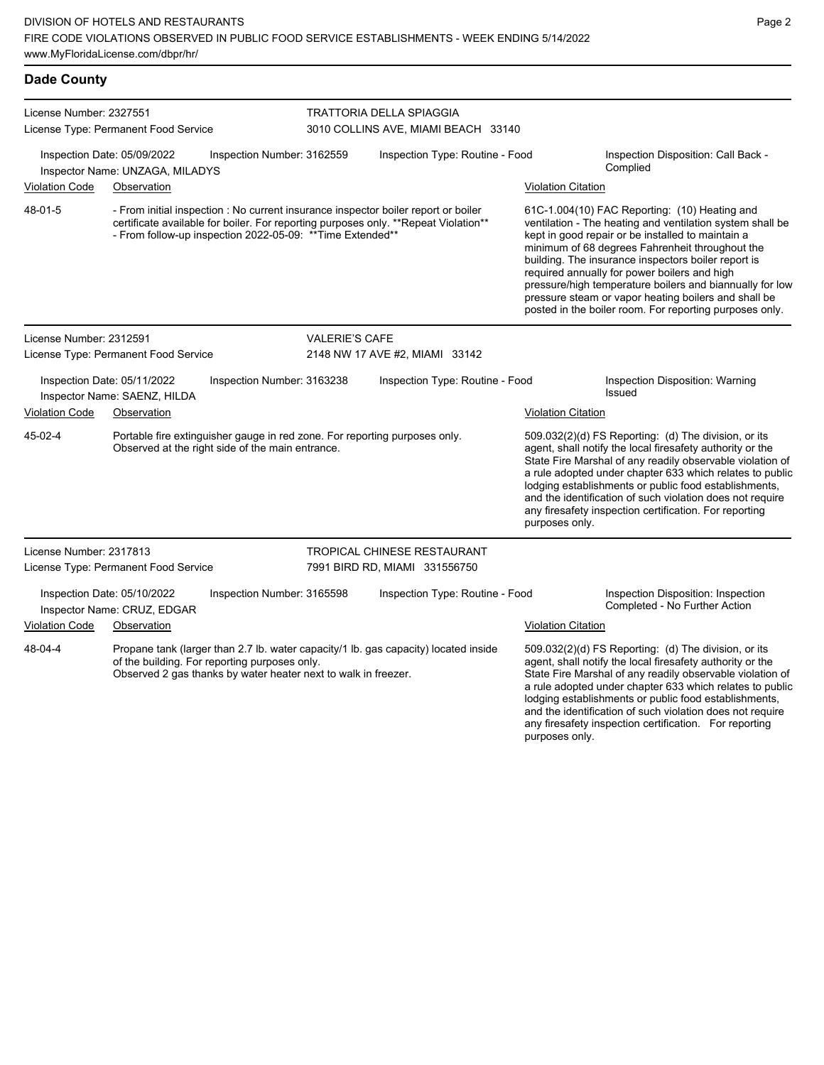## Dade County

**License Number:** 2327551
**License Type:** Permanent Food Service
**TRATTORIA DELLA SPIAGGIA**
3010 COLLINS AVE, MIAMI BEACH 33140

**Inspection Date:** 05/09/2022 | **Inspection Number:** 3162559 | **Inspection Type:** Routine - Food | **Inspection Disposition:** Call Back - Complied
**Inspector Name:** UNZAGA, MILADYS

| Violation Code | Observation | Violation Citation |
|---|---|---|
| 48-01-5 | - From initial inspection : No current insurance inspector boiler report or boiler certificate available for boiler. For reporting purposes only. **Repeat Violation** - From follow-up inspection 2022-05-09: **Time Extended** | 61C-1.004(10) FAC Reporting: (10) Heating and ventilation - The heating and ventilation system shall be kept in good repair or be installed to maintain a minimum of 68 degrees Fahrenheit throughout the building. The insurance inspectors boiler report is required annually for power boilers and high pressure/high temperature boilers and biannually for low pressure steam or vapor heating boilers and shall be posted in the boiler room. For reporting purposes only. |

**License Number:** 2312591
**License Type:** Permanent Food Service
**VALERIE'S CAFE**
2148 NW 17 AVE #2, MIAMI 33142

**Inspection Date:** 05/11/2022 | **Inspection Number:** 3163238 | **Inspection Type:** Routine - Food | **Inspection Disposition:** Warning Issued
**Inspector Name:** SAENZ, HILDA

| Violation Code | Observation | Violation Citation |
|---|---|---|
| 45-02-4 | Portable fire extinguisher gauge in red zone. For reporting purposes only. Observed at the right side of the main entrance. | 509.032(2)(d) FS Reporting: (d) The division, or its agent, shall notify the local firesafety authority or the State Fire Marshal of any readily observable violation of a rule adopted under chapter 633 which relates to public lodging establishments or public food establishments, and the identification of such violation does not require any firesafety inspection certification. For reporting purposes only. |

**License Number:** 2317813
**License Type:** Permanent Food Service
**TROPICAL CHINESE RESTAURANT**
7991 BIRD RD, MIAMI 331556750

**Inspection Date:** 05/10/2022 | **Inspection Number:** 3165598 | **Inspection Type:** Routine - Food | **Inspection Disposition:** Inspection Completed - No Further Action
**Inspector Name:** CRUZ, EDGAR

| Violation Code | Observation | Violation Citation |
|---|---|---|
| 48-04-4 | Propane tank (larger than 2.7 lb. water capacity/1 lb. gas capacity) located inside of the building. For reporting purposes only. Observed 2 gas thanks by water heater next to walk in freezer. | 509.032(2)(d) FS Reporting: (d) The division, or its agent, shall notify the local firesafety authority or the State Fire Marshal of any readily observable violation of a rule adopted under chapter 633 which relates to public lodging establishments or public food establishments, and the identification of such violation does not require any firesafety inspection certification. For reporting purposes only. |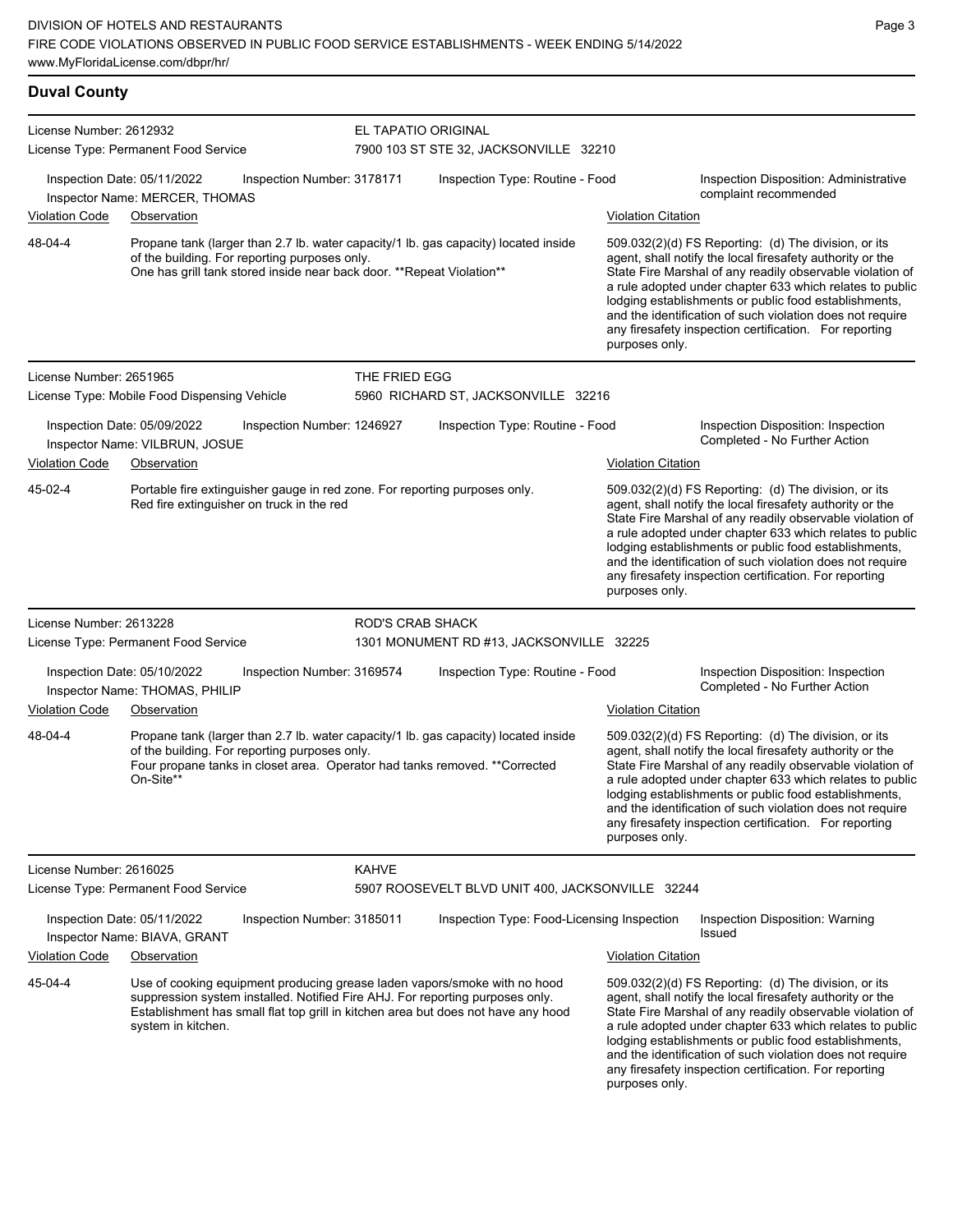## Duval County

**License Number:** 2612932
**License Type:** Permanent Food Service
**EL TAPATIO ORIGINAL**
7900 103 ST STE 32, JACKSONVILLE 32210

**Inspection Date:** 05/11/2022 | **Inspection Number:** 3178171 | **Inspection Type:** Routine - Food | **Inspection Disposition:** Administrative complaint recommended
**Inspector Name:** MERCER, THOMAS

| Violation Code | Observation | Violation Citation |
| --- | --- | --- |
| 48-04-4 | Propane tank (larger than 2.7 lb. water capacity/1 lb. gas capacity) located inside of the building. For reporting purposes only. One has grill tank stored inside near back door. **Repeat Violation** | 509.032(2)(d) FS Reporting: (d) The division, or its agent, shall notify the local firesafety authority or the State Fire Marshal of any readily observable violation of a rule adopted under chapter 633 which relates to public lodging establishments or public food establishments, and the identification of such violation does not require any firesafety inspection certification. For reporting purposes only. |

---

**License Number:** 2651965
**License Type:** Mobile Food Dispensing Vehicle
**THE FRIED EGG**
5960 RICHARD ST, JACKSONVILLE 32216

**Inspection Date:** 05/09/2022 | **Inspection Number:** 1246927 | **Inspection Type:** Routine - Food | **Inspection Disposition:** Inspection Completed - No Further Action
**Inspector Name:** VILBRUN, JOSUE

| Violation Code | Observation | Violation Citation |
| --- | --- | --- |
| 45-02-4 | Portable fire extinguisher gauge in red zone. For reporting purposes only. Red fire extinguisher on truck in the red | 509.032(2)(d) FS Reporting: (d) The division, or its agent, shall notify the local firesafety authority or the State Fire Marshal of any readily observable violation of a rule adopted under chapter 633 which relates to public lodging establishments or public food establishments, and the identification of such violation does not require any firesafety inspection certification. For reporting purposes only. |

---

**License Number:** 2613228
**License Type:** Permanent Food Service
**ROD'S CRAB SHACK**
1301 MONUMENT RD #13, JACKSONVILLE 32225

**Inspection Date:** 05/10/2022 | **Inspection Number:** 3169574 | **Inspection Type:** Routine - Food | **Inspection Disposition:** Inspection Completed - No Further Action
**Inspector Name:** THOMAS, PHILIP

| Violation Code | Observation | Violation Citation |
| --- | --- | --- |
| 48-04-4 | Propane tank (larger than 2.7 lb. water capacity/1 lb. gas capacity) located inside of the building. For reporting purposes only. Four propane tanks in closet area. Operator had tanks removed. **Corrected On-Site** | 509.032(2)(d) FS Reporting: (d) The division, or its agent, shall notify the local firesafety authority or the State Fire Marshal of any readily observable violation of a rule adopted under chapter 633 which relates to public lodging establishments or public food establishments, and the identification of such violation does not require any firesafety inspection certification. For reporting purposes only. |

---

**License Number:** 2616025
**License Type:** Permanent Food Service
**KAHVE**
5907 ROOSEVELT BLVD UNIT 400, JACKSONVILLE 32244

**Inspection Date:** 05/11/2022 | **Inspection Number:** 3185011 | **Inspection Type:** Food-Licensing Inspection | **Inspection Disposition:** Warning Issued
**Inspector Name:** BIAVA, GRANT

| Violation Code | Observation | Violation Citation |
| --- | --- | --- |
| 45-04-4 | Use of cooking equipment producing grease laden vapors/smoke with no hood suppression system installed. Notified Fire AHJ. For reporting purposes only. Establishment has small flat top grill in kitchen area but does not have any hood system in kitchen. | 509.032(2)(d) FS Reporting: (d) The division, or its agent, shall notify the local firesafety authority or the State Fire Marshal of any readily observable violation of a rule adopted under chapter 633 which relates to public lodging establishments or public food establishments, and the identification of such violation does not require any firesafety inspection certification. For reporting purposes only. |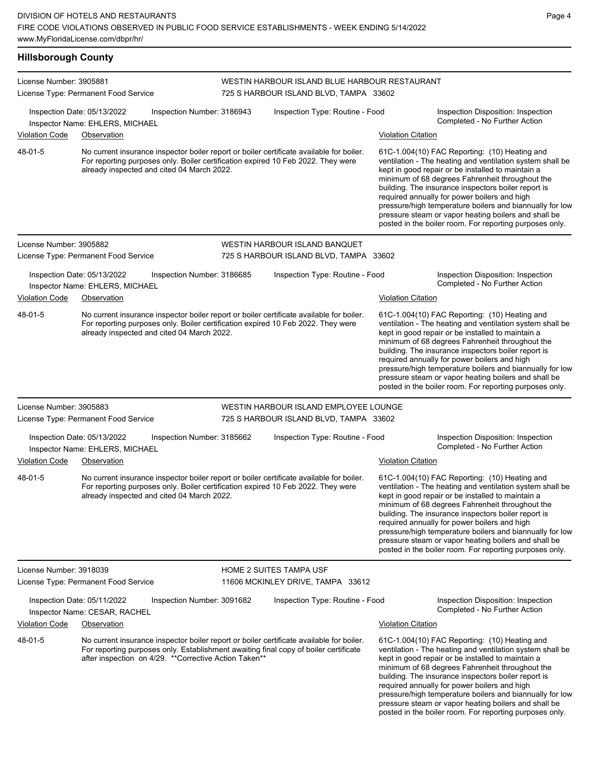## Hillsborough County

**License Number:** 3905881
**License Type:** Permanent Food Service

**WESTIN HARBOUR ISLAND BLUE HARBOUR RESTAURANT**
725 S HARBOUR ISLAND BLVD, TAMPA 33602

Inspection Date: 05/13/2022 | Inspection Number: 3186943 | Inspection Type: Routine - Food | Inspection Disposition: Inspection Completed - No Further Action

Inspector Name: EHLERS, MICHAEL

| Violation Code | Observation | Violation Citation |
|---|---|---|
| 48-01-5 | No current insurance inspector boiler report or boiler certificate available for boiler. For reporting purposes only. Boiler certification expired 10 Feb 2022. They were already inspected and cited 04 March 2022. | 61C-1.004(10) FAC Reporting: (10) Heating and ventilation - The heating and ventilation system shall be kept in good repair or be installed to maintain a minimum of 68 degrees Fahrenheit throughout the building. The insurance inspectors boiler report is required annually for power boilers and high pressure/high temperature boilers and biannually for low pressure steam or vapor heating boilers and shall be posted in the boiler room. For reporting purposes only. |

---

**License Number:** 3905882
**License Type:** Permanent Food Service

**WESTIN HARBOUR ISLAND BANQUET**
725 S HARBOUR ISLAND BLVD, TAMPA 33602

Inspection Date: 05/13/2022 | Inspection Number: 3186685 | Inspection Type: Routine - Food | Inspection Disposition: Inspection Completed - No Further Action

Inspector Name: EHLERS, MICHAEL

| Violation Code | Observation | Violation Citation |
|---|---|---|
| 48-01-5 | No current insurance inspector boiler report or boiler certificate available for boiler. For reporting purposes only. Boiler certification expired 10 Feb 2022. They were already inspected and cited 04 March 2022. | 61C-1.004(10) FAC Reporting: (10) Heating and ventilation - The heating and ventilation system shall be kept in good repair or be installed to maintain a minimum of 68 degrees Fahrenheit throughout the building. The insurance inspectors boiler report is required annually for power boilers and high pressure/high temperature boilers and biannually for low pressure steam or vapor heating boilers and shall be posted in the boiler room. For reporting purposes only. |

---

**License Number:** 3905883
**License Type:** Permanent Food Service

**WESTIN HARBOUR ISLAND EMPLOYEE LOUNGE**
725 S HARBOUR ISLAND BLVD, TAMPA 33602

Inspection Date: 05/13/2022 | Inspection Number: 3185662 | Inspection Type: Routine - Food | Inspection Disposition: Inspection Completed - No Further Action

Inspector Name: EHLERS, MICHAEL

| Violation Code | Observation | Violation Citation |
|---|---|---|
| 48-01-5 | No current insurance inspector boiler report or boiler certificate available for boiler. For reporting purposes only. Boiler certification expired 10 Feb 2022. They were already inspected and cited 04 March 2022. | 61C-1.004(10) FAC Reporting: (10) Heating and ventilation - The heating and ventilation system shall be kept in good repair or be installed to maintain a minimum of 68 degrees Fahrenheit throughout the building. The insurance inspectors boiler report is required annually for power boilers and high pressure/high temperature boilers and biannually for low pressure steam or vapor heating boilers and shall be posted in the boiler room. For reporting purposes only. |

---

**License Number:** 3918039
**License Type:** Permanent Food Service

**HOME 2 SUITES TAMPA USF**
11606 MCKINLEY DRIVE, TAMPA 33612

Inspection Date: 05/11/2022 | Inspection Number: 3091682 | Inspection Type: Routine - Food | Inspection Disposition: Inspection Completed - No Further Action

Inspector Name: CESAR, RACHEL

| Violation Code | Observation | Violation Citation |
|---|---|---|
| 48-01-5 | No current insurance inspector boiler report or boiler certificate available for boiler. For reporting purposes only. Establishment awaiting final copy of boiler certificate after inspection on 4/29. **Corrective Action Taken** | 61C-1.004(10) FAC Reporting: (10) Heating and ventilation - The heating and ventilation system shall be kept in good repair or be installed to maintain a minimum of 68 degrees Fahrenheit throughout the building. The insurance inspectors boiler report is required annually for power boilers and high pressure/high temperature boilers and biannually for low pressure steam or vapor heating boilers and shall be posted in the boiler room. For reporting purposes only. |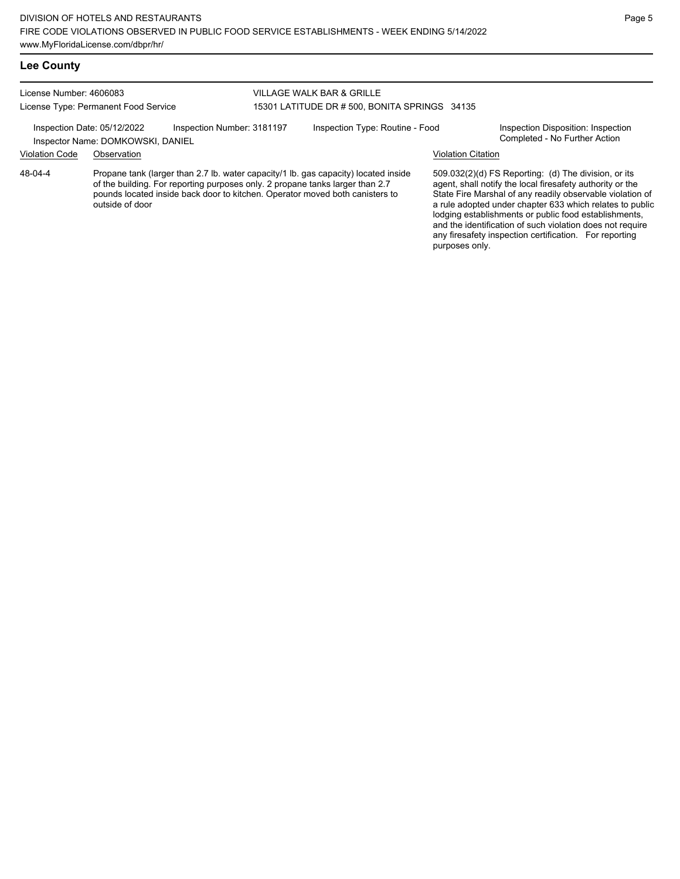## Lee County

License Number: 4606083
License Type: Permanent Food Service

VILLAGE WALK BAR & GRILLE
15301 LATITUDE DR # 500, BONITA SPRINGS 34135

Inspection Date: 05/12/2022
Inspection Number: 3181197
Inspection Type: Routine - Food
Inspection Disposition: Inspection Completed - No Further Action
Inspector Name: DOMKOWSKI, DANIEL

| Violation Code | Observation | Violation Citation |
| --- | --- | --- |
| 48-04-4 | Propane tank (larger than 2.7 lb. water capacity/1 lb. gas capacity) located inside of the building. For reporting purposes only. 2 propane tanks larger than 2.7 pounds located inside back door to kitchen. Operator moved both canisters to outside of door | 509.032(2)(d) FS Reporting: (d) The division, or its agent, shall notify the local firesafety authority or the State Fire Marshal of any readily observable violation of a rule adopted under chapter 633 which relates to public lodging establishments or public food establishments, and the identification of such violation does not require any firesafety inspection certification. For reporting purposes only. |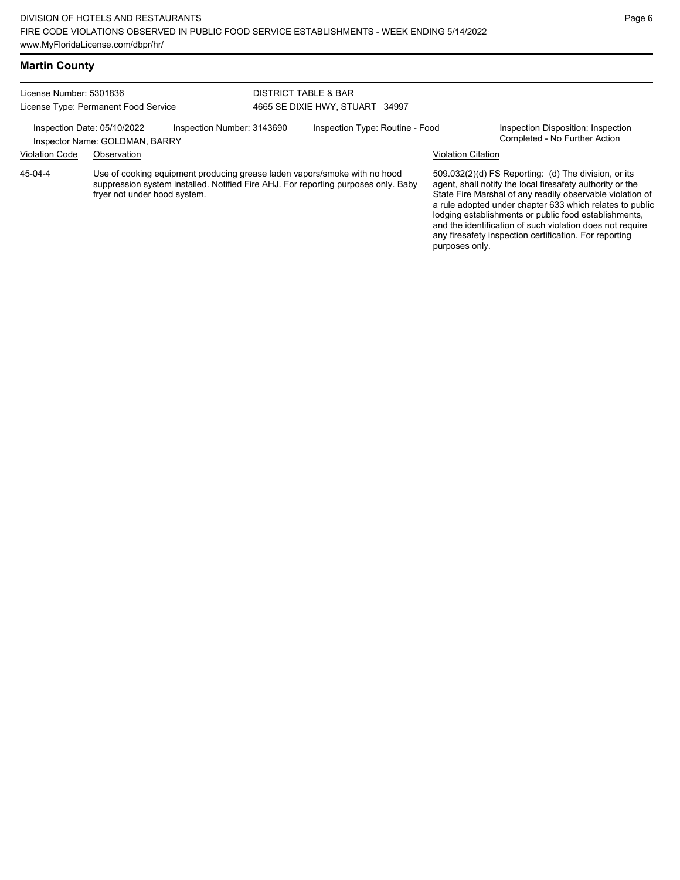## Martin County

License Number: 5301836
License Type: Permanent Food Service

DISTRICT TABLE & BAR
4665 SE DIXIE HWY, STUART 34997

Inspection Date: 05/10/2022
Inspector Name: GOLDMAN, BARRY

Inspection Number: 3143690

Inspection Type: Routine - Food

Inspection Disposition: Inspection Completed - No Further Action

| Violation Code | Observation | Violation Citation |
|---|---|---|
| 45-04-4 | Use of cooking equipment producing grease laden vapors/smoke with no hood suppression system installed. Notified Fire AHJ. For reporting purposes only. Baby fryer not under hood system. | 509.032(2)(d) FS Reporting: (d) The division, or its agent, shall notify the local firesafety authority or the State Fire Marshal of any readily observable violation of a rule adopted under chapter 633 which relates to public lodging establishments or public food establishments, and the identification of such violation does not require any firesafety inspection certification. For reporting purposes only. |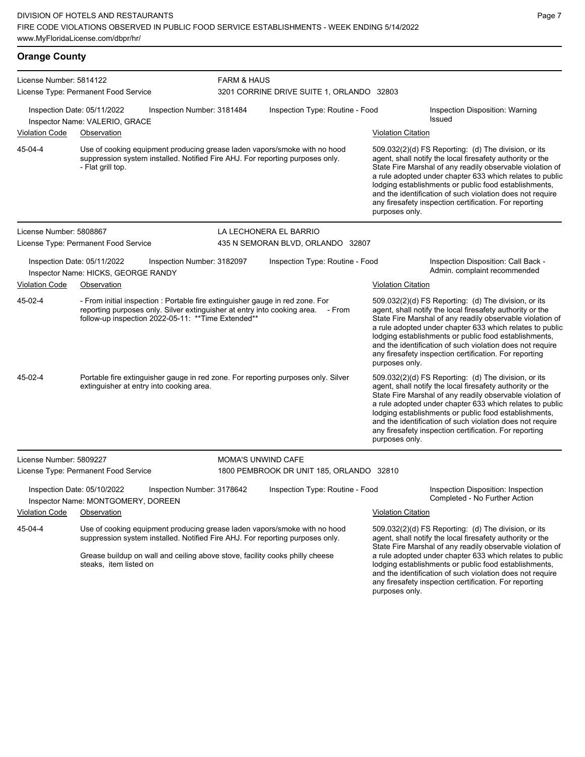## Orange County

**License Number:** 5814122
**License Type:** Permanent Food Service
**FARM & HAUS**
3201 CORRINE DRIVE SUITE 1, ORLANDO 32803

Inspection Date: 05/11/2022 | Inspection Number: 3181484 | Inspection Type: Routine - Food | Inspection Disposition: Warning Issued
Inspector Name: VALERIO, GRACE

| Violation Code | Observation | Violation Citation |
|---|---|---|
| 45-04-4 | Use of cooking equipment producing grease laden vapors/smoke with no hood suppression system installed. Notified Fire AHJ. For reporting purposes only. - Flat grill top. | 509.032(2)(d) FS Reporting: (d) The division, or its agent, shall notify the local firesafety authority or the State Fire Marshal of any readily observable violation of a rule adopted under chapter 633 which relates to public lodging establishments or public food establishments, and the identification of such violation does not require any firesafety inspection certification. For reporting purposes only. |

---

**License Number:** 5808867
**License Type:** Permanent Food Service
**LA LECHONERA EL BARRIO**
435 N SEMORAN BLVD, ORLANDO 32807

Inspection Date: 05/11/2022 | Inspection Number: 3182097 | Inspection Type: Routine - Food | Inspection Disposition: Call Back - Admin. complaint recommended
Inspector Name: HICKS, GEORGE RANDY

| Violation Code | Observation | Violation Citation |
|---|---|---|
| 45-02-4 | - From initial inspection : Portable fire extinguisher gauge in red zone. For reporting purposes only. Silver extinguisher at entry into cooking area. - From follow-up inspection 2022-05-11: **Time Extended** | 509.032(2)(d) FS Reporting: (d) The division, or its agent, shall notify the local firesafety authority or the State Fire Marshal of any readily observable violation of a rule adopted under chapter 633 which relates to public lodging establishments or public food establishments, and the identification of such violation does not require any firesafety inspection certification. For reporting purposes only. |
| 45-02-4 | Portable fire extinguisher gauge in red zone. For reporting purposes only. Silver extinguisher at entry into cooking area. | 509.032(2)(d) FS Reporting: (d) The division, or its agent, shall notify the local firesafety authority or the State Fire Marshal of any readily observable violation of a rule adopted under chapter 633 which relates to public lodging establishments or public food establishments, and the identification of such violation does not require any firesafety inspection certification. For reporting purposes only. |

---

**License Number:** 5809227
**License Type:** Permanent Food Service
**MOMA'S UNWIND CAFE**
1800 PEMBROOK DR UNIT 185, ORLANDO 32810

Inspection Date: 05/10/2022 | Inspection Number: 3178642 | Inspection Type: Routine - Food | Inspection Disposition: Inspection Completed - No Further Action
Inspector Name: MONTGOMERY, DOREEN

| Violation Code | Observation | Violation Citation |
|---|---|---|
| 45-04-4 | Use of cooking equipment producing grease laden vapors/smoke with no hood suppression system installed. Notified Fire AHJ. For reporting purposes only. Grease buildup on wall and ceiling above stove, facility cooks philly cheese steaks, item listed on | 509.032(2)(d) FS Reporting: (d) The division, or its agent, shall notify the local firesafety authority or the State Fire Marshal of any readily observable violation of a rule adopted under chapter 633 which relates to public lodging establishments or public food establishments, and the identification of such violation does not require any firesafety inspection certification. For reporting purposes only. |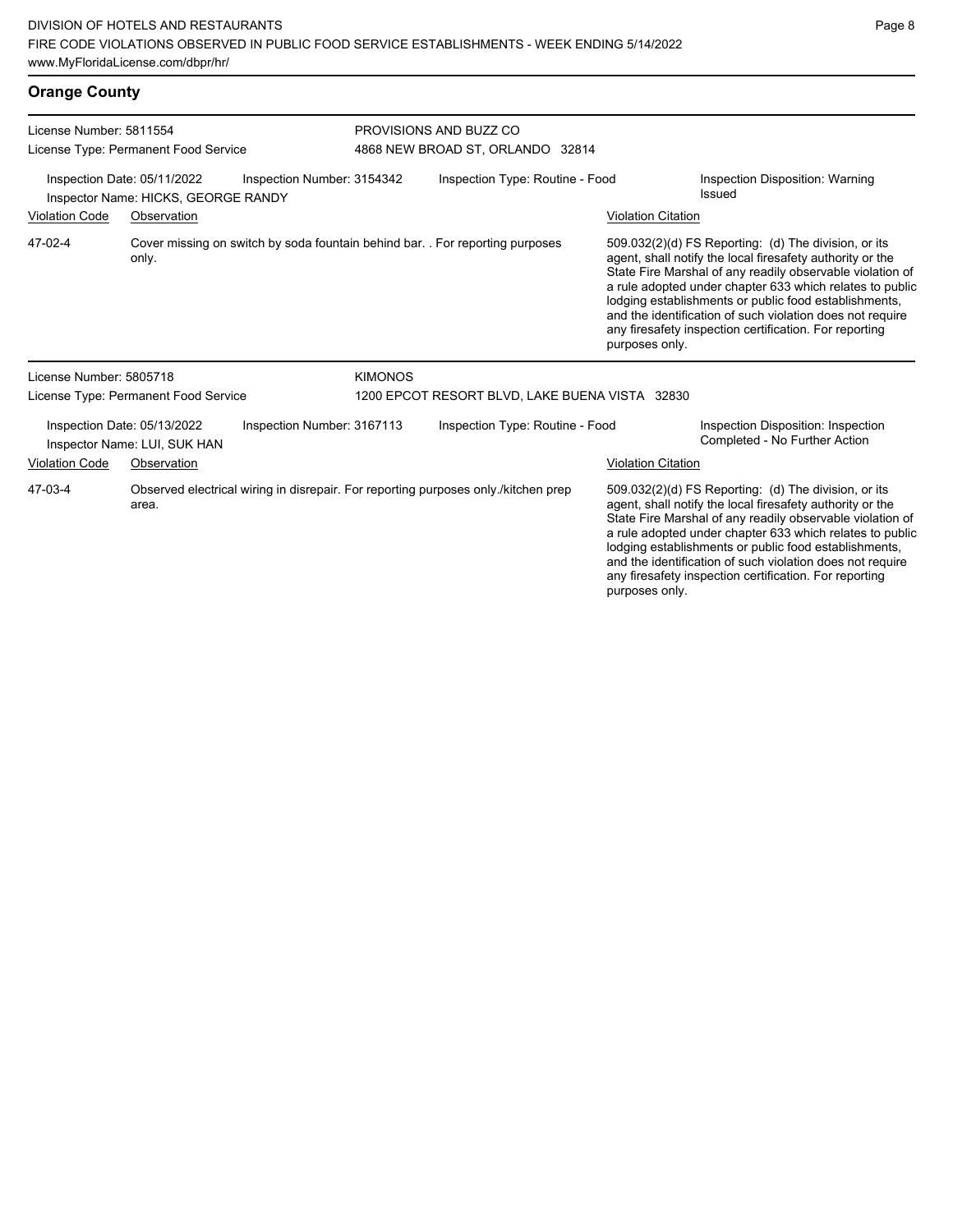## Orange County

**License Number:** 5811554
**License Type:** Permanent Food Service

**PROVISIONS AND BUZZ CO**
4868 NEW BROAD ST, ORLANDO 32814

**Inspection Date:** 05/11/2022
**Inspector Name:** HICKS, GEORGE RANDY
**Inspection Number:** 3154342
**Inspection Type:** Routine - Food
**Inspection Disposition:** Warning Issued

| Violation Code | Observation | Violation Citation |
|---|---|---|
| 47-02-4 | Cover missing on switch by soda fountain behind bar. . For reporting purposes only. | 509.032(2)(d) FS Reporting: (d) The division, or its agent, shall notify the local firesafety authority or the State Fire Marshal of any readily observable violation of a rule adopted under chapter 633 which relates to public lodging establishments or public food establishments, and the identification of such violation does not require any firesafety inspection certification. For reporting purposes only. |

**License Number:** 5805718
**License Type:** Permanent Food Service

**KIMONOS**
1200 EPCOT RESORT BLVD, LAKE BUENA VISTA 32830

**Inspection Date:** 05/13/2022
**Inspector Name:** LUI, SUK HAN
**Inspection Number:** 3167113
**Inspection Type:** Routine - Food
**Inspection Disposition:** Inspection Completed - No Further Action

| Violation Code | Observation | Violation Citation |
|---|---|---|
| 47-03-4 | Observed electrical wiring in disrepair. For reporting purposes only./kitchen prep area. | 509.032(2)(d) FS Reporting: (d) The division, or its agent, shall notify the local firesafety authority or the State Fire Marshal of any readily observable violation of a rule adopted under chapter 633 which relates to public lodging establishments or public food establishments, and the identification of such violation does not require any firesafety inspection certification. For reporting purposes only. |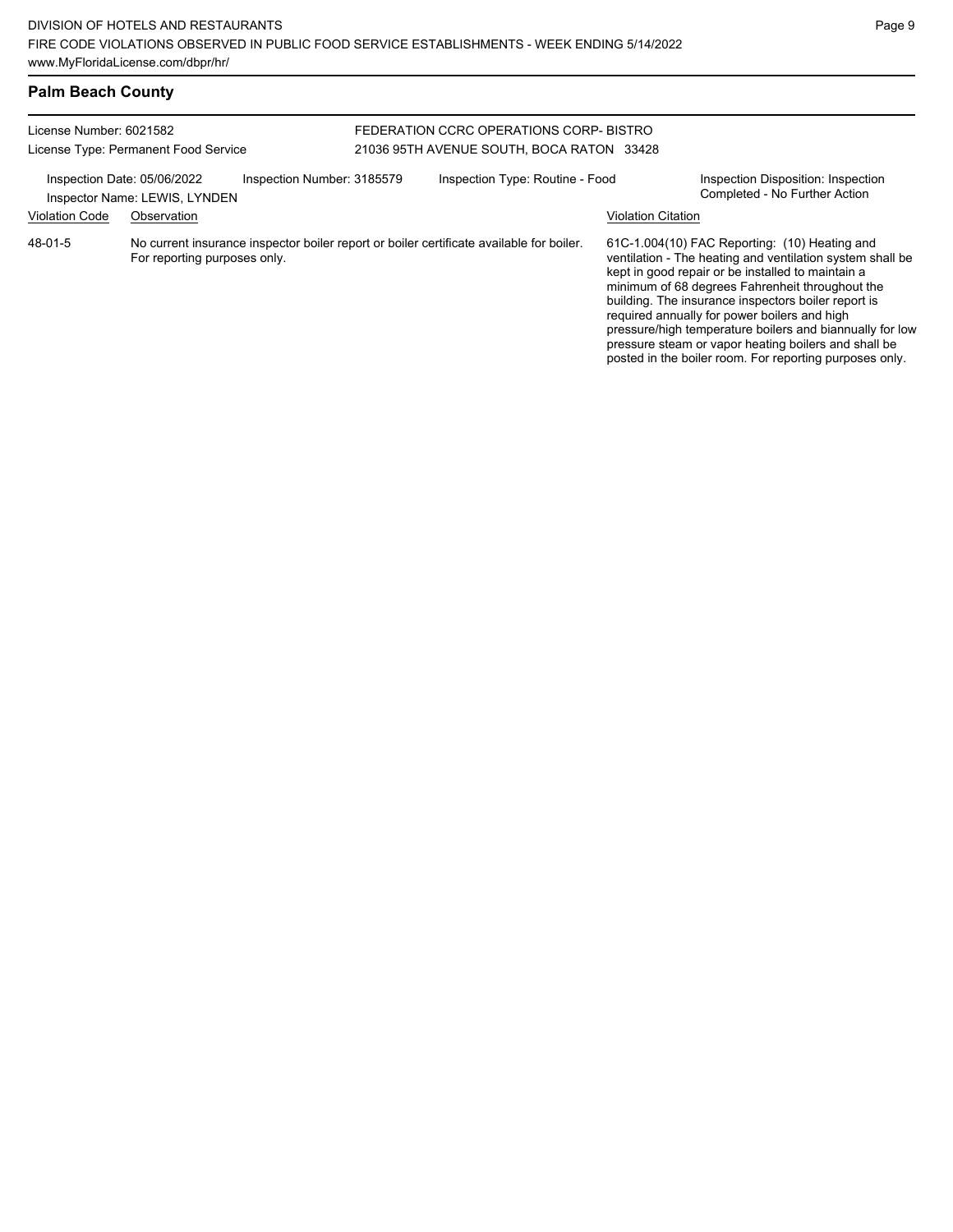## Palm Beach County

License Number: 6021582
License Type: Permanent Food Service

FEDERATION CCRC OPERATIONS CORP- BISTRO
21036 95TH AVENUE SOUTH, BOCA RATON 33428

Inspection Date: 05/06/2022
Inspector Name: LEWIS, LYNDEN
Inspection Number: 3185579
Inspection Type: Routine - Food
Inspection Disposition: Inspection Completed - No Further Action

| Violation Code | Observation | Violation Citation |
| --- | --- | --- |
| 48-01-5 | No current insurance inspector boiler report or boiler certificate available for boiler. For reporting purposes only. | 61C-1.004(10) FAC Reporting: (10) Heating and ventilation - The heating and ventilation system shall be kept in good repair or be installed to maintain a minimum of 68 degrees Fahrenheit throughout the building. The insurance inspectors boiler report is required annually for power boilers and high pressure/high temperature boilers and biannually for low pressure steam or vapor heating boilers and shall be posted in the boiler room. For reporting purposes only. |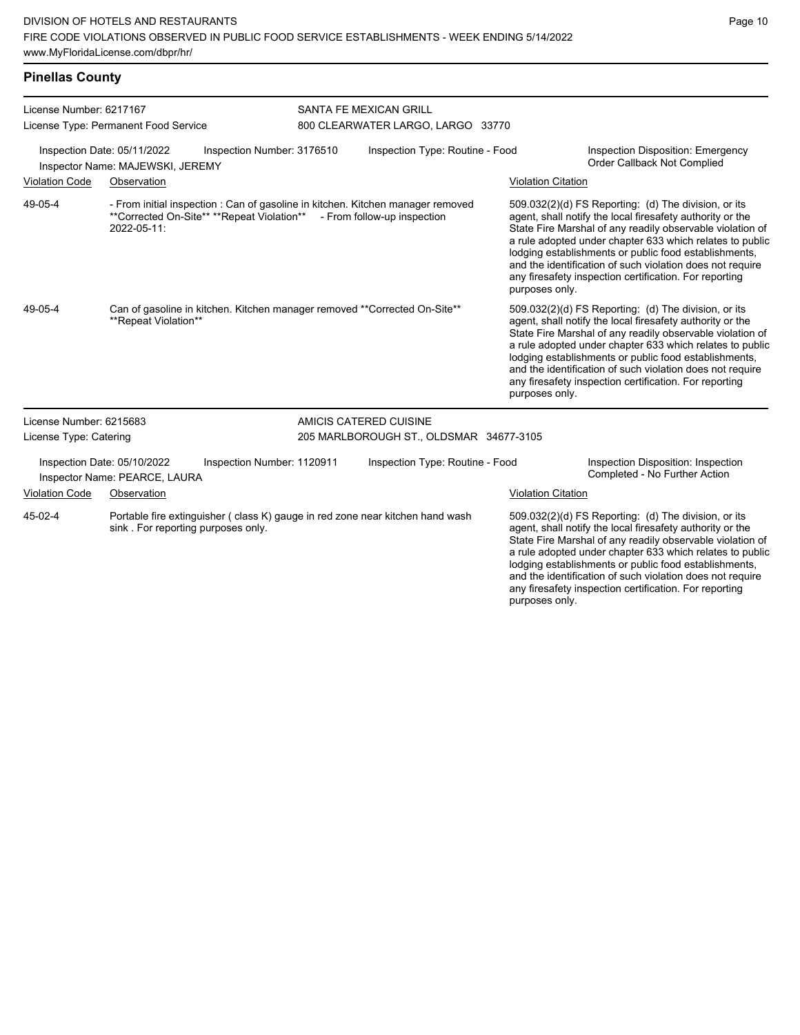## Pinellas County

**License Number:** 6217167
**License Type:** Permanent Food Service

**SANTA FE MEXICAN GRILL**
800 CLEARWATER LARGO, LARGO 33770

**Inspection Date:** 05/11/2022 **Inspection Number:** 3176510 **Inspection Type:** Routine - Food
**Inspector Name:** MAJEWSKI, JEREMY
**Inspection Disposition:** Emergency Order Callback Not Complied

| Violation Code | Observation | Violation Citation |
|---|---|---|
| 49-05-4 | - From initial inspection : Can of gasoline in kitchen. Kitchen manager removed **Corrected On-Site** **Repeat Violation** - From follow-up inspection 2022-05-11: | 509.032(2)(d) FS Reporting: (d) The division, or its agent, shall notify the local firesafety authority or the State Fire Marshal of any readily observable violation of a rule adopted under chapter 633 which relates to public lodging establishments or public food establishments, and the identification of such violation does not require any firesafety inspection certification. For reporting purposes only. |
| 49-05-4 | Can of gasoline in kitchen. Kitchen manager removed **Corrected On-Site** **Repeat Violation** | 509.032(2)(d) FS Reporting: (d) The division, or its agent, shall notify the local firesafety authority or the State Fire Marshal of any readily observable violation of a rule adopted under chapter 633 which relates to public lodging establishments or public food establishments, and the identification of such violation does not require any firesafety inspection certification. For reporting purposes only. |

**License Number:** 6215683
**License Type:** Catering

**AMICIS CATERED CUISINE**
205 MARLBOROUGH ST., OLDSMAR 34677-3105

**Inspection Date:** 05/10/2022 **Inspection Number:** 1120911 **Inspection Type:** Routine - Food
**Inspector Name:** PEARCE, LAURA
**Inspection Disposition:** Inspection Completed - No Further Action

| Violation Code | Observation | Violation Citation |
|---|---|---|
| 45-02-4 | Portable fire extinguisher ( class K) gauge in red zone near kitchen hand wash sink . For reporting purposes only. | 509.032(2)(d) FS Reporting: (d) The division, or its agent, shall notify the local firesafety authority or the State Fire Marshal of any readily observable violation of a rule adopted under chapter 633 which relates to public lodging establishments or public food establishments, and the identification of such violation does not require any firesafety inspection certification. For reporting purposes only. |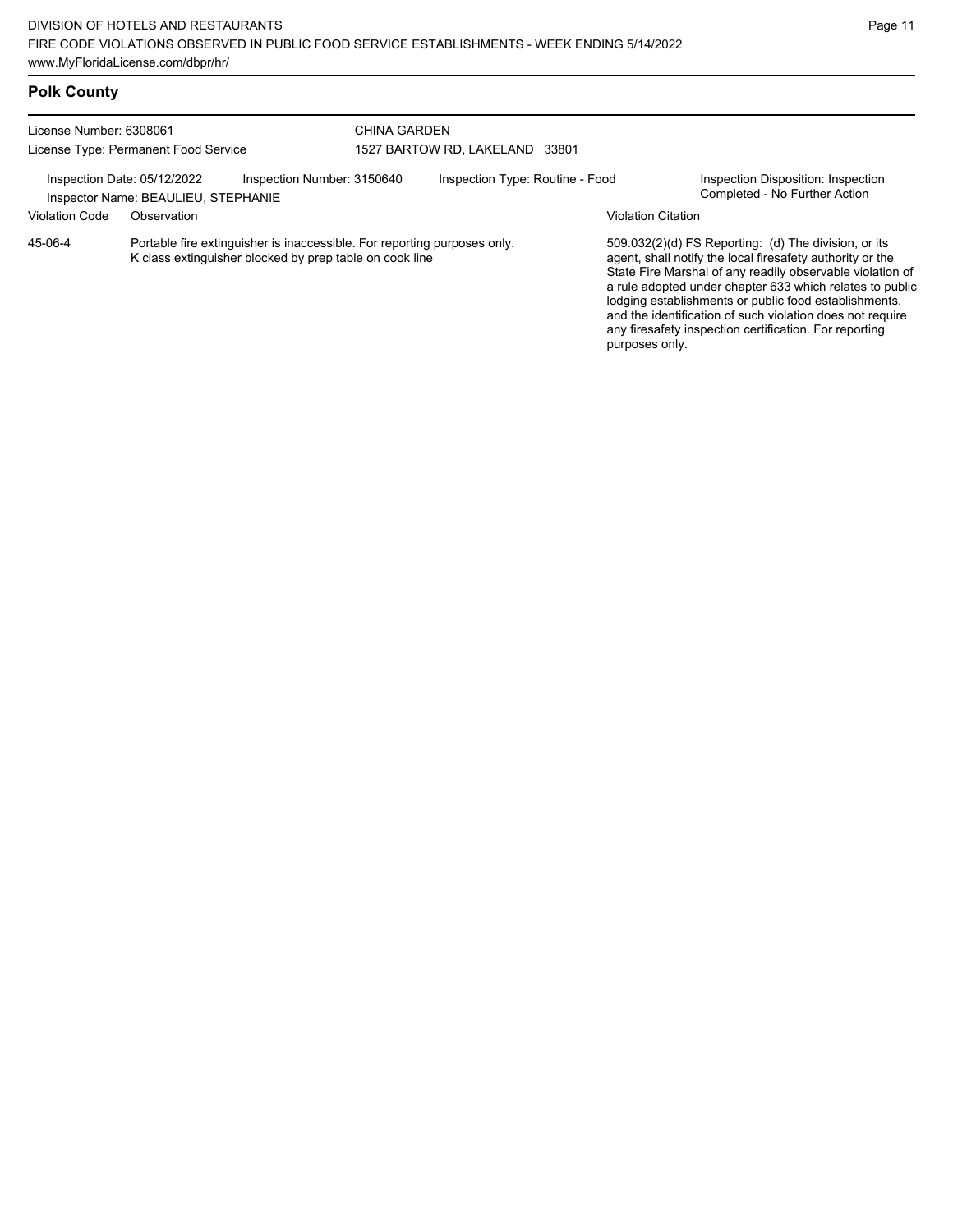## Polk County

License Number: 6308061
License Type: Permanent Food Service

CHINA GARDEN
1527 BARTOW RD, LAKELAND 33801

Inspection Date: 05/12/2022
Inspection Number: 3150640
Inspection Type: Routine - Food
Inspection Disposition: Inspection Completed - No Further Action
Inspector Name: BEAULIEU, STEPHANIE

| Violation Code | Observation | Violation Citation |
| --- | --- | --- |
| 45-06-4 | Portable fire extinguisher is inaccessible. For reporting purposes only. K class extinguisher blocked by prep table on cook line | 509.032(2)(d) FS Reporting: (d) The division, or its agent, shall notify the local firesafety authority or the State Fire Marshal of any readily observable violation of a rule adopted under chapter 633 which relates to public lodging establishments or public food establishments, and the identification of such violation does not require any firesafety inspection certification. For reporting purposes only. |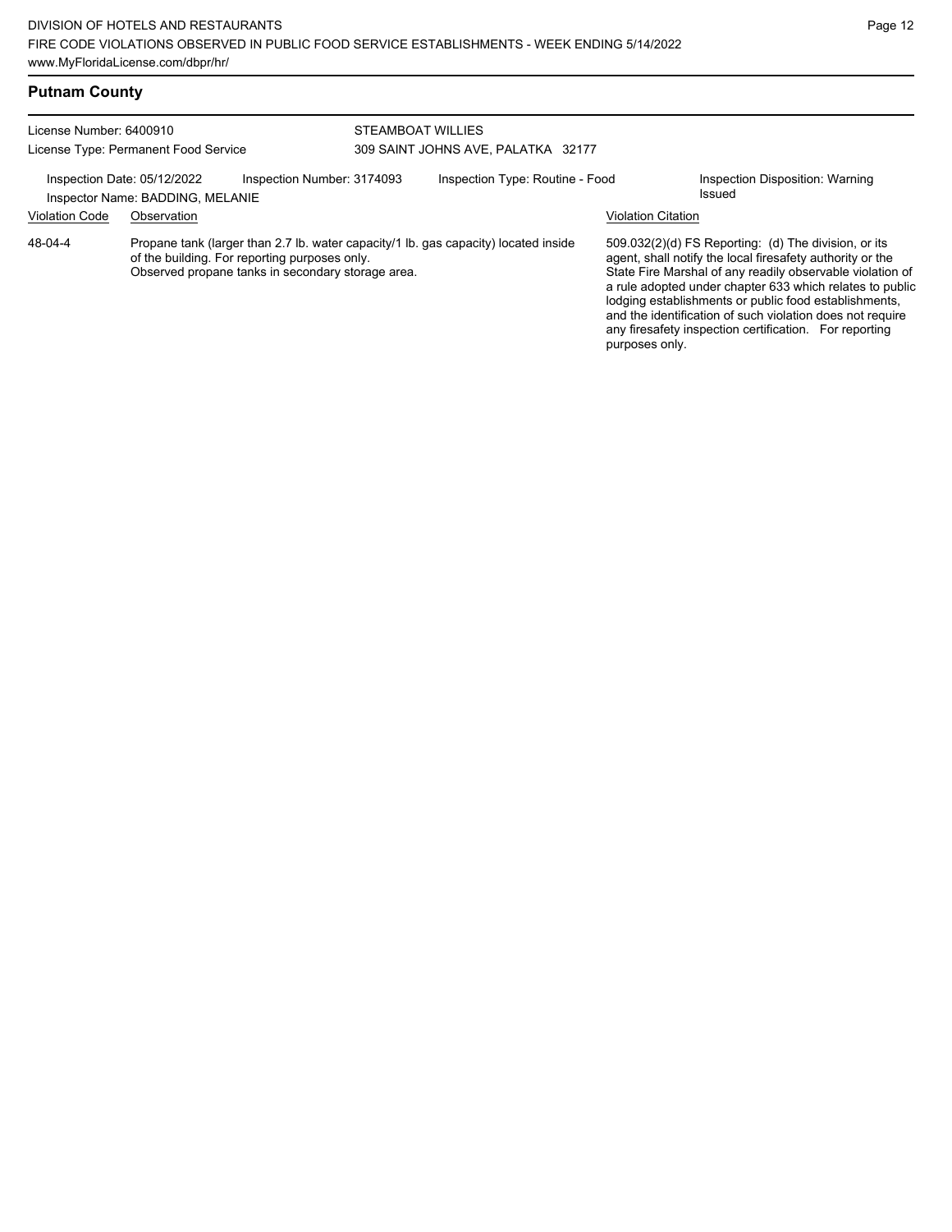## Putnam County

License Number: 6400910
License Type: Permanent Food Service

STEAMBOAT WILLIES
309 SAINT JOHNS AVE, PALATKA 32177

Inspection Date: 05/12/2022
Inspector Name: BADDING, MELANIE
Inspection Number: 3174093
Inspection Type: Routine - Food
Inspection Disposition: Warning Issued

| Violation Code | Observation | Violation Citation |
| --- | --- | --- |
| 48-04-4 | Propane tank (larger than 2.7 lb. water capacity/1 lb. gas capacity) located inside of the building. For reporting purposes only. Observed propane tanks in secondary storage area. | 509.032(2)(d) FS Reporting: (d) The division, or its agent, shall notify the local firesafety authority or the State Fire Marshal of any readily observable violation of a rule adopted under chapter 633 which relates to public lodging establishments or public food establishments, and the identification of such violation does not require any firesafety inspection certification. For reporting purposes only. |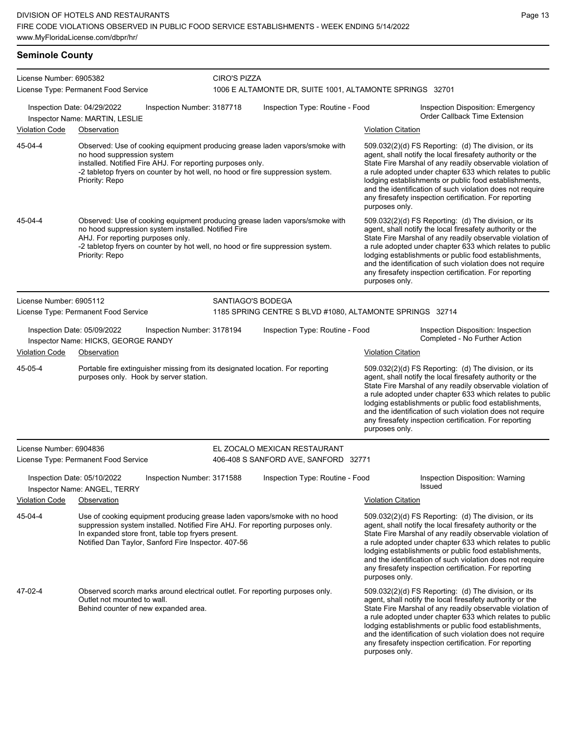## Seminole County

**License Number:** 6905382
**License Type:** Permanent Food Service

**CIRO'S PIZZA**
1006 E ALTAMONTE DR, SUITE 1001, ALTAMONTE SPRINGS 32701

**Inspection Date:** 04/29/2022 | **Inspection Number:** 3187718 | **Inspection Type:** Routine - Food | **Inspection Disposition:** Emergency Order Callback Time Extension
**Inspector Name:** MARTIN, LESLIE

| Violation Code | Observation | Violation Citation |
|---|---|---|
| 45-04-4 | Observed: Use of cooking equipment producing grease laden vapors/smoke with no hood suppression system installed. Notified Fire AHJ. For reporting purposes only. -2 tabletop fryers on counter by hot well, no hood or fire suppression system. Priority: Repo | 509.032(2)(d) FS Reporting: (d) The division, or its agent, shall notify the local firesafety authority or the State Fire Marshal of any readily observable violation of a rule adopted under chapter 633 which relates to public lodging establishments or public food establishments, and the identification of such violation does not require any firesafety inspection certification. For reporting purposes only. |
| 45-04-4 | Observed: Use of cooking equipment producing grease laden vapors/smoke with no hood suppression system installed. Notified Fire AHJ. For reporting purposes only. -2 tabletop fryers on counter by hot well, no hood or fire suppression system. Priority: Repo | 509.032(2)(d) FS Reporting: (d) The division, or its agent, shall notify the local firesafety authority or the State Fire Marshal of any readily observable violation of a rule adopted under chapter 633 which relates to public lodging establishments or public food establishments, and the identification of such violation does not require any firesafety inspection certification. For reporting purposes only. |

**License Number:** 6905112
**License Type:** Permanent Food Service

**SANTIAGO'S BODEGA**
1185 SPRING CENTRE S BLVD #1080, ALTAMONTE SPRINGS 32714

**Inspection Date:** 05/09/2022 | **Inspection Number:** 3178194 | **Inspection Type:** Routine - Food | **Inspection Disposition:** Inspection Completed - No Further Action
**Inspector Name:** HICKS, GEORGE RANDY

| Violation Code | Observation | Violation Citation |
|---|---|---|
| 45-05-4 | Portable fire extinguisher missing from its designated location. For reporting purposes only. Hook by server station. | 509.032(2)(d) FS Reporting: (d) The division, or its agent, shall notify the local firesafety authority or the State Fire Marshal of any readily observable violation of a rule adopted under chapter 633 which relates to public lodging establishments or public food establishments, and the identification of such violation does not require any firesafety inspection certification. For reporting purposes only. |

**License Number:** 6904836
**License Type:** Permanent Food Service

**EL ZOCALO MEXICAN RESTAURANT**
406-408 S SANFORD AVE, SANFORD 32771

**Inspection Date:** 05/10/2022 | **Inspection Number:** 3171588 | **Inspection Type:** Routine - Food | **Inspection Disposition:** Warning Issued
**Inspector Name:** ANGEL, TERRY

| Violation Code | Observation | Violation Citation |
|---|---|---|
| 45-04-4 | Use of cooking equipment producing grease laden vapors/smoke with no hood suppression system installed. Notified Fire AHJ. For reporting purposes only. In expanded store front, table top fryers present. Notified Dan Taylor, Sanford Fire Inspector. 407-56 | 509.032(2)(d) FS Reporting: (d) The division, or its agent, shall notify the local firesafety authority or the State Fire Marshal of any readily observable violation of a rule adopted under chapter 633 which relates to public lodging establishments or public food establishments, and the identification of such violation does not require any firesafety inspection certification. For reporting purposes only. |
| 47-02-4 | Observed scorch marks around electrical outlet. For reporting purposes only. Outlet not mounted to wall. Behind counter of new expanded area. | 509.032(2)(d) FS Reporting: (d) The division, or its agent, shall notify the local firesafety authority or the State Fire Marshal of any readily observable violation of a rule adopted under chapter 633 which relates to public lodging establishments or public food establishments, and the identification of such violation does not require any firesafety inspection certification. For reporting purposes only. |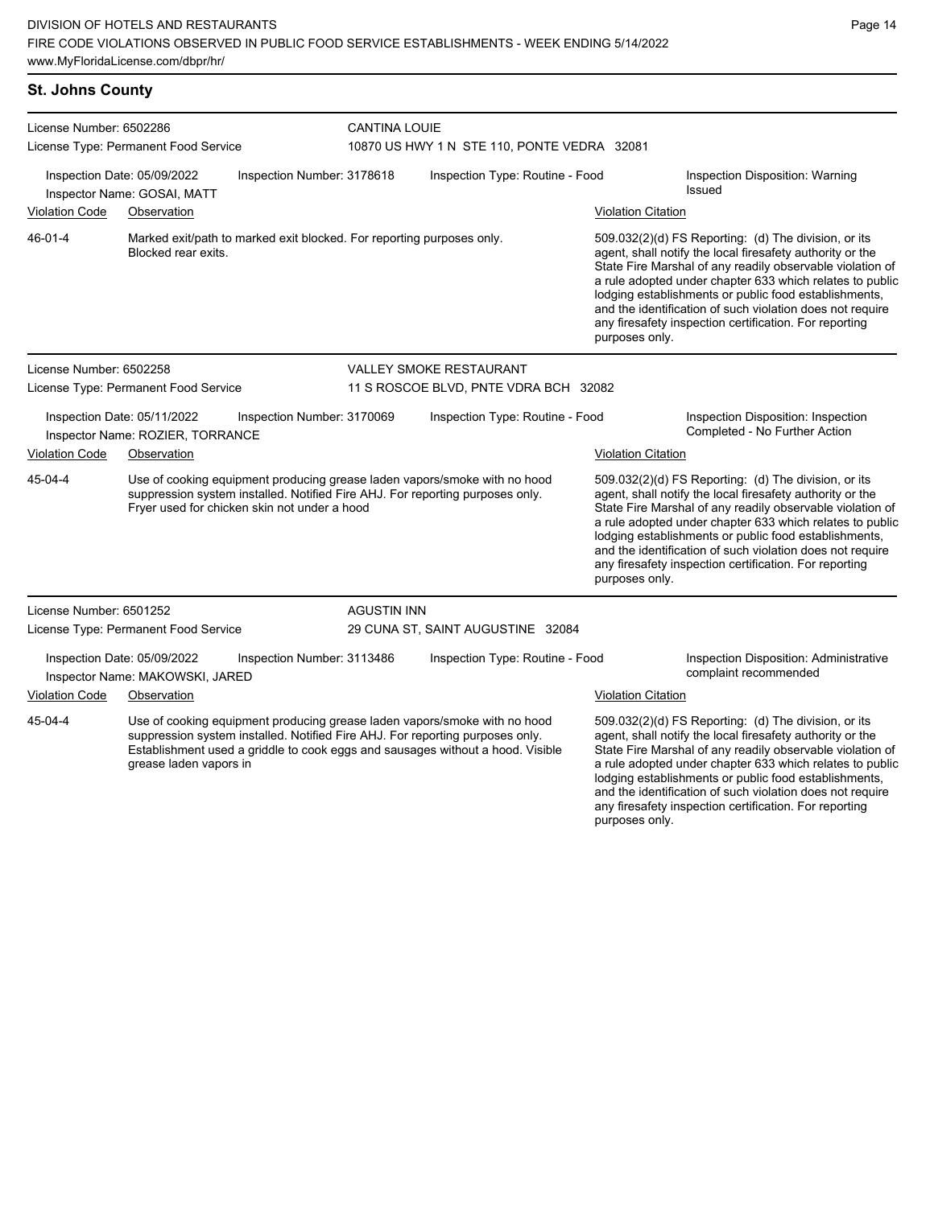## St. Johns County

**License Number:** 6502286
**License Type:** Permanent Food Service
**CANTINA LOUIE**
10870 US HWY 1 N STE 110, PONTE VEDRA 32081

Inspection Date: 05/09/2022
Inspection Number: 3178618
Inspection Type: Routine - Food
Inspection Disposition: Warning Issued
Inspector Name: GOSAI, MATT

| Violation Code | Observation | Violation Citation |
| --- | --- | --- |
| 46-01-4 | Marked exit/path to marked exit blocked. For reporting purposes only. Blocked rear exits. | 509.032(2)(d) FS Reporting: (d) The division, or its agent, shall notify the local firesafety authority or the State Fire Marshal of any readily observable violation of a rule adopted under chapter 633 which relates to public lodging establishments or public food establishments, and the identification of such violation does not require any firesafety inspection certification. For reporting purposes only. |

**License Number:** 6502258
**License Type:** Permanent Food Service
**VALLEY SMOKE RESTAURANT**
11 S ROSCOE BLVD, PNTE VDRA BCH 32082

Inspection Date: 05/11/2022
Inspection Number: 3170069
Inspection Type: Routine - Food
Inspection Disposition: Inspection Completed - No Further Action
Inspector Name: ROZIER, TORRANCE

| Violation Code | Observation | Violation Citation |
| --- | --- | --- |
| 45-04-4 | Use of cooking equipment producing grease laden vapors/smoke with no hood suppression system installed. Notified Fire AHJ. For reporting purposes only. Fryer used for chicken skin not under a hood | 509.032(2)(d) FS Reporting: (d) The division, or its agent, shall notify the local firesafety authority or the State Fire Marshal of any readily observable violation of a rule adopted under chapter 633 which relates to public lodging establishments or public food establishments, and the identification of such violation does not require any firesafety inspection certification. For reporting purposes only. |

**License Number:** 6501252
**License Type:** Permanent Food Service
**AGUSTIN INN**
29 CUNA ST, SAINT AUGUSTINE 32084

Inspection Date: 05/09/2022
Inspection Number: 3113486
Inspection Type: Routine - Food
Inspection Disposition: Administrative complaint recommended
Inspector Name: MAKOWSKI, JARED

| Violation Code | Observation | Violation Citation |
| --- | --- | --- |
| 45-04-4 | Use of cooking equipment producing grease laden vapors/smoke with no hood suppression system installed. Notified Fire AHJ. For reporting purposes only. Establishment used a griddle to cook eggs and sausages without a hood. Visible grease laden vapors in | 509.032(2)(d) FS Reporting: (d) The division, or its agent, shall notify the local firesafety authority or the State Fire Marshal of any readily observable violation of a rule adopted under chapter 633 which relates to public lodging establishments or public food establishments, and the identification of such violation does not require any firesafety inspection certification. For reporting purposes only. |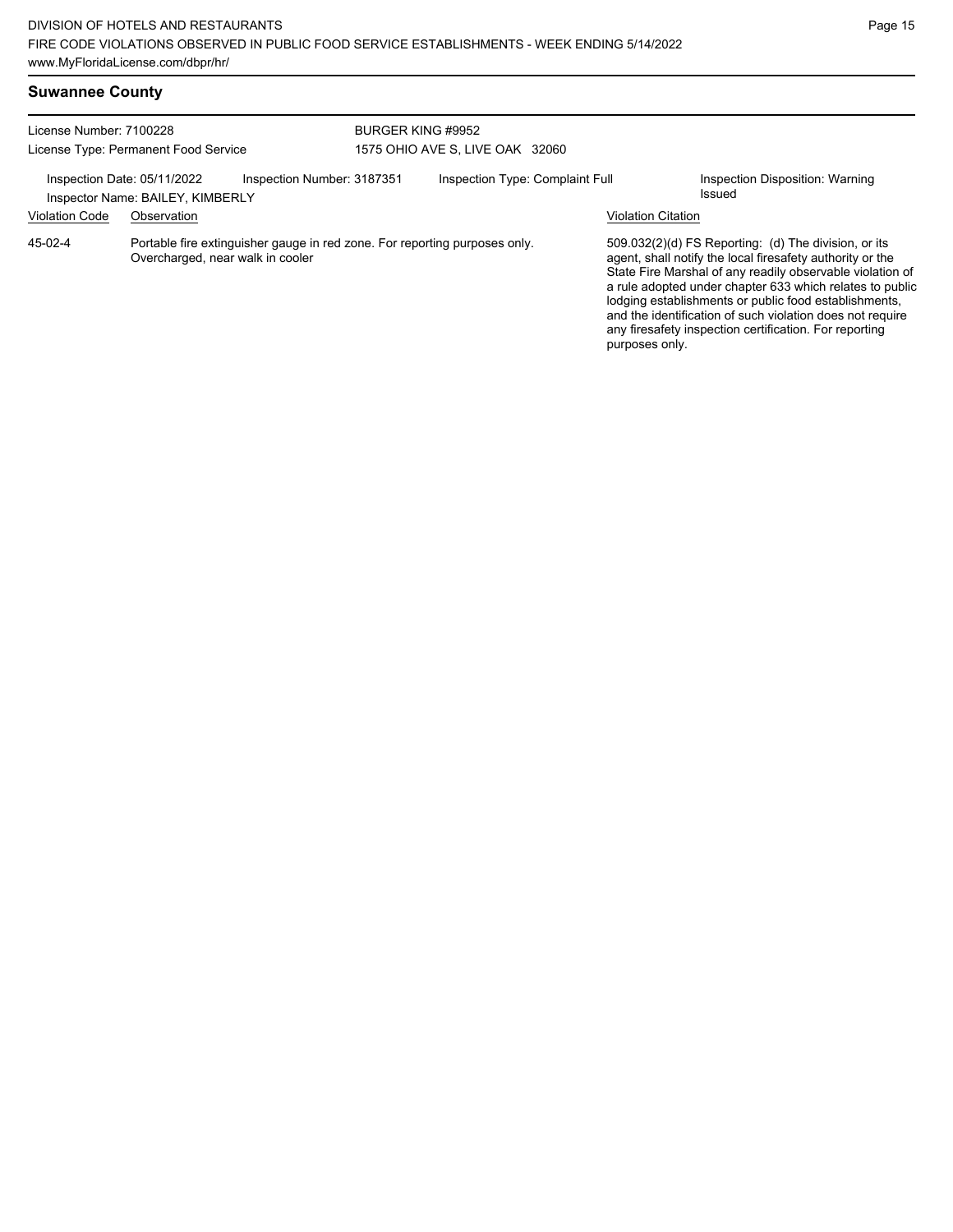## Suwannee County

License Number: 7100228
License Type: Permanent Food Service

BURGER KING #9952
1575 OHIO AVE S, LIVE OAK 32060

Inspection Date: 05/11/2022 Inspection Number: 3187351 Inspection Type: Complaint Full Inspection Disposition: Warning Issued
Inspector Name: BAILEY, KIMBERLY

| Violation Code | Observation | Violation Citation |
| --- | --- | --- |
| 45-02-4 | Portable fire extinguisher gauge in red zone. For reporting purposes only. Overcharged, near walk in cooler | 509.032(2)(d) FS Reporting: (d) The division, or its agent, shall notify the local firesafety authority or the State Fire Marshal of any readily observable violation of a rule adopted under chapter 633 which relates to public lodging establishments or public food establishments, and the identification of such violation does not require any firesafety inspection certification. For reporting purposes only. |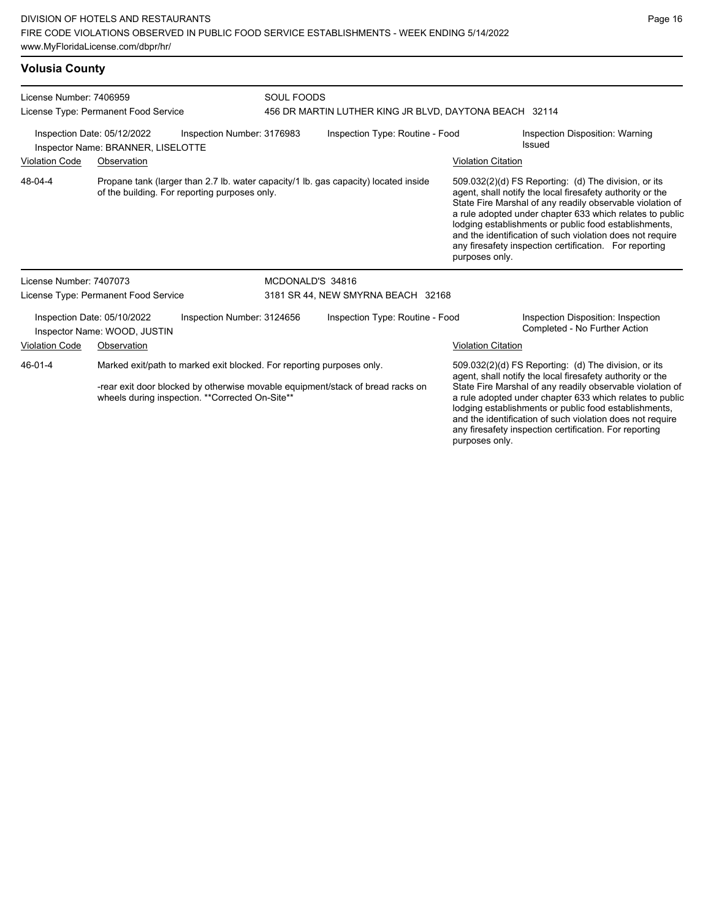## Volusia County

License Number: 7406959
License Type: Permanent Food Service

SOUL FOODS
456 DR MARTIN LUTHER KING JR BLVD, DAYTONA BEACH 32114

Inspection Date: 05/12/2022
Inspection Number: 3176983
Inspection Type: Routine - Food
Inspection Disposition: Warning Issued
Inspector Name: BRANNER, LISELOTTE

| Violation Code | Observation | Violation Citation |
|---|---|---|
| 48-04-4 | Propane tank (larger than 2.7 lb. water capacity/1 lb. gas capacity) located inside of the building. For reporting purposes only. | 509.032(2)(d) FS Reporting: (d) The division, or its agent, shall notify the local firesafety authority or the State Fire Marshal of any readily observable violation of a rule adopted under chapter 633 which relates to public lodging establishments or public food establishments, and the identification of such violation does not require any firesafety inspection certification. For reporting purposes only. |

License Number: 7407073
License Type: Permanent Food Service

MCDONALD'S 34816
3181 SR 44, NEW SMYRNA BEACH 32168

Inspection Date: 05/10/2022
Inspection Number: 3124656
Inspection Type: Routine - Food
Inspection Disposition: Inspection Completed - No Further Action
Inspector Name: WOOD, JUSTIN

| Violation Code | Observation | Violation Citation |
|---|---|---|
| 46-01-4 | Marked exit/path to marked exit blocked. For reporting purposes only.<br><br>-rear exit door blocked by otherwise movable equipment/stack of bread racks on wheels during inspection. **Corrected On-Site** | 509.032(2)(d) FS Reporting: (d) The division, or its agent, shall notify the local firesafety authority or the State Fire Marshal of any readily observable violation of a rule adopted under chapter 633 which relates to public lodging establishments or public food establishments, and the identification of such violation does not require any firesafety inspection certification. For reporting purposes only. |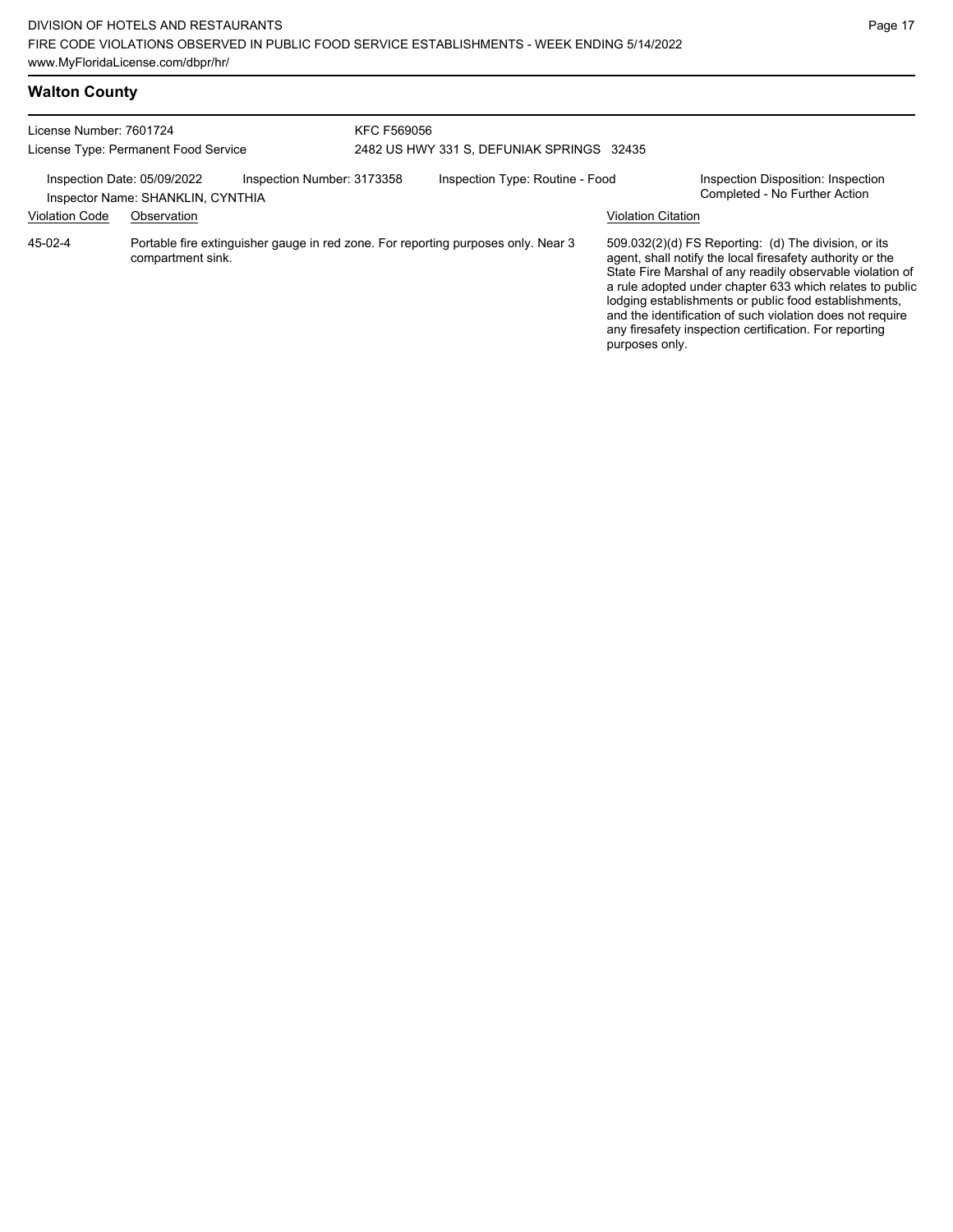## Walton County

License Number: 7601724
License Type: Permanent Food Service

KFC F569056
2482 US HWY 331 S, DEFUNIAK SPRINGS 32435

Inspection Date: 05/09/2022
Inspector Name: SHANKLIN, CYNTHIA

Inspection Number: 3173358

Inspection Type: Routine - Food

Inspection Disposition: Inspection Completed - No Further Action

| Violation Code | Observation | Violation Citation |
|---|---|---|
| 45-02-4 | Portable fire extinguisher gauge in red zone. For reporting purposes only. Near 3 compartment sink. | 509.032(2)(d) FS Reporting: (d) The division, or its agent, shall notify the local firesafety authority or the State Fire Marshal of any readily observable violation of a rule adopted under chapter 633 which relates to public lodging establishments or public food establishments, and the identification of such violation does not require any firesafety inspection certification. For reporting purposes only. |